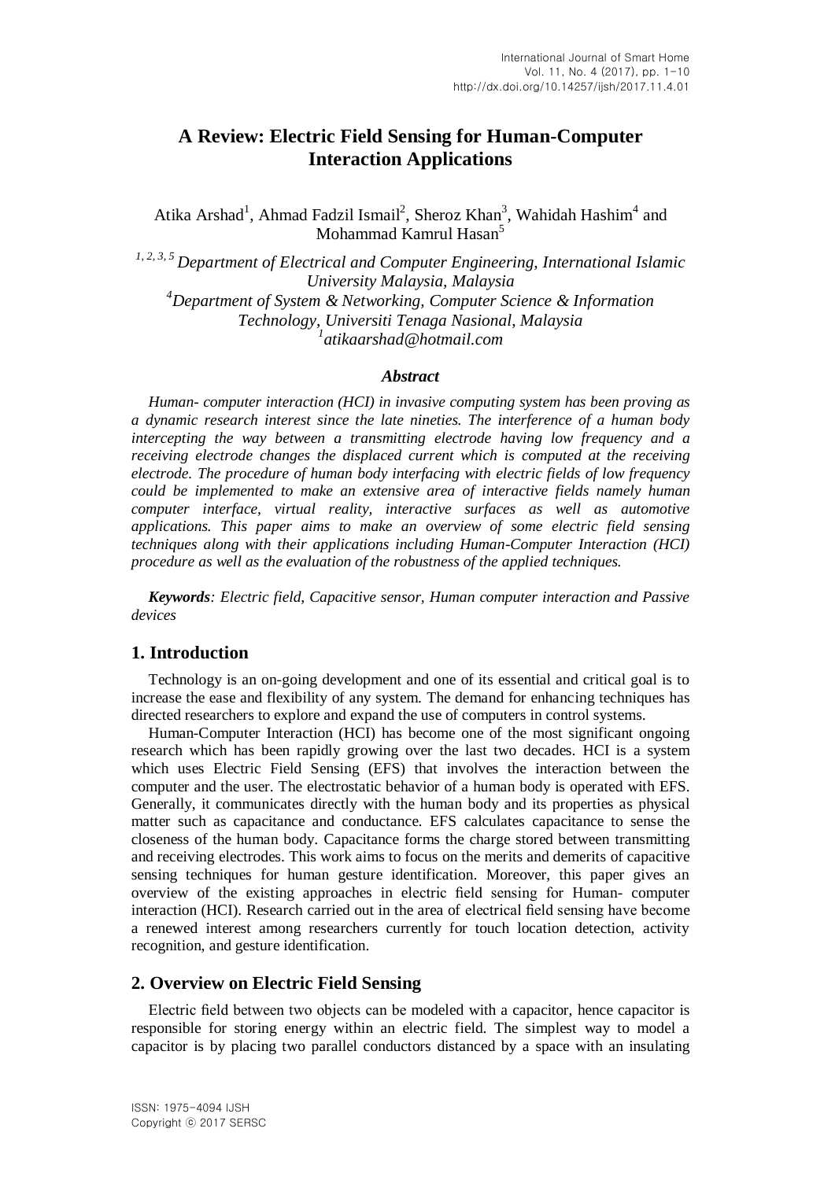# A Review: Electric Field Sensing for Human-Computer Interaction Applications

Atika Arshad[1], Ahmad Fadzil Ismail[2], Sheroz Khan[3], Wahidah Hashim[4] and Mohammad Kamrul Hasan[5]

*[1, 2, 3, 5] Department of Electrical and Computer Engineering, International Islamic University Malaysia, Malaysia*
*[4] Department of System & Networking, Computer Science & Information Technology, Universiti Tenaga Nasional, Malaysia*
*[1] atikaarshad@hotmail.com*

### *Abstract*

*Human- computer interaction (HCI) in invasive computing system has been proving as a dynamic research interest since the late nineties. The interference of a human body intercepting the way between a transmitting electrode having low frequency and a receiving electrode changes the displaced current which is computed at the receiving electrode. The procedure of human body interfacing with electric fields of low frequency could be implemented to make an extensive area of interactive fields namely human computer interface, virtual reality, interactive surfaces as well as automotive applications. This paper aims to make an overview of some electric field sensing techniques along with their applications including Human-Computer Interaction (HCI) procedure as well as the evaluation of the robustness of the applied techniques.*

***Keywords**: Electric field, Capacitive sensor, Human computer interaction and Passive devices*

## 1. Introduction

Technology is an on-going development and one of its essential and critical goal is to increase the ease and flexibility of any system. The demand for enhancing techniques has directed researchers to explore and expand the use of computers in control systems.

Human-Computer Interaction (HCI) has become one of the most significant ongoing research which has been rapidly growing over the last two decades. HCI is a system which uses Electric Field Sensing (EFS) that involves the interaction between the computer and the user. The electrostatic behavior of a human body is operated with EFS. Generally, it communicates directly with the human body and its properties as physical matter such as capacitance and conductance. EFS calculates capacitance to sense the closeness of the human body. Capacitance forms the charge stored between transmitting and receiving electrodes. This work aims to focus on the merits and demerits of capacitive sensing techniques for human gesture identification. Moreover, this paper gives an overview of the existing approaches in electric field sensing for Human- computer interaction (HCI). Research carried out in the area of electrical field sensing have become a renewed interest among researchers currently for touch location detection, activity recognition, and gesture identification.

## 2. Overview on Electric Field Sensing

Electric field between two objects can be modeled with a capacitor, hence capacitor is responsible for storing energy within an electric field. The simplest way to model a capacitor is by placing two parallel conductors distanced by a space with an insulating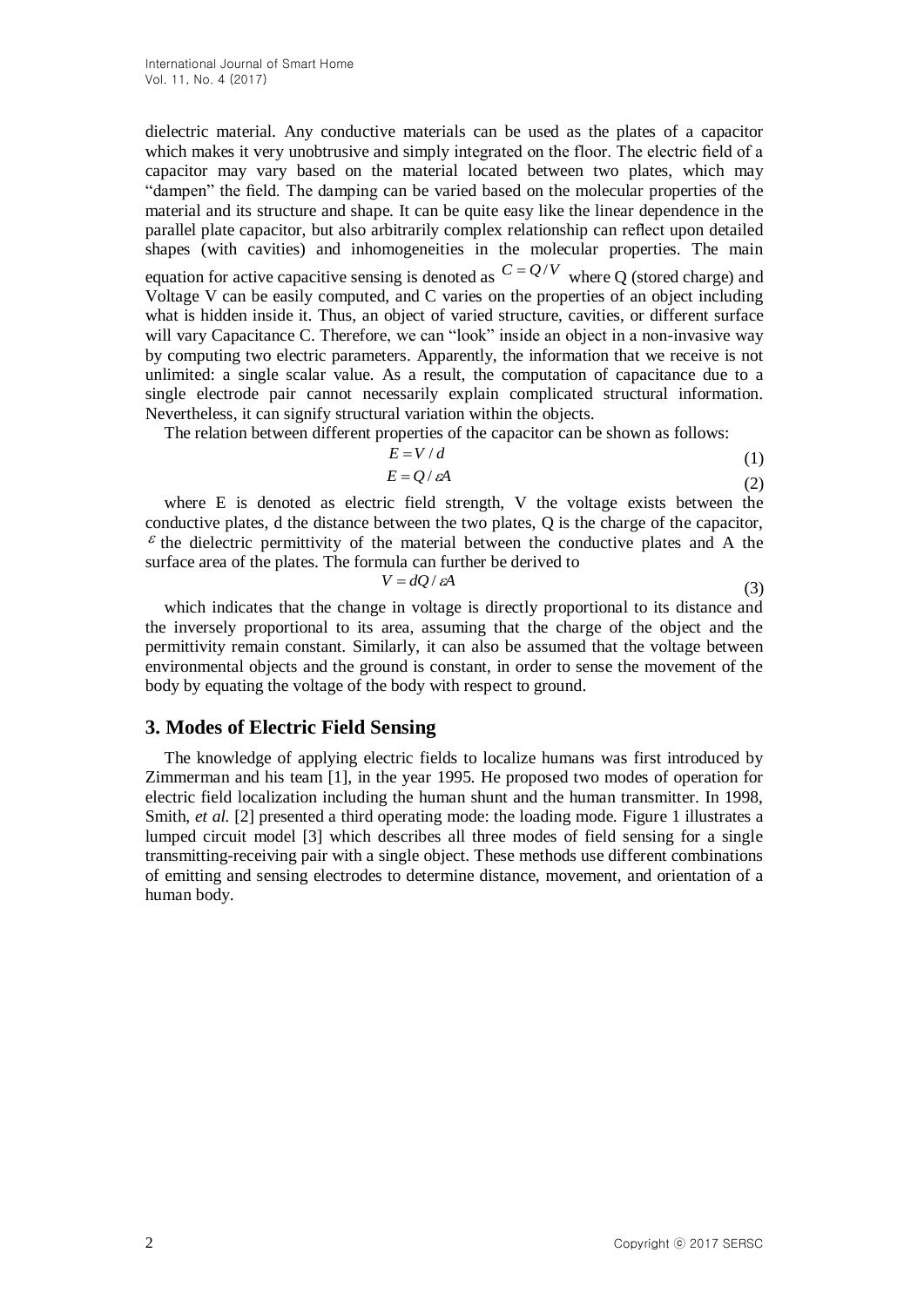dielectric material. Any conductive materials can be used as the plates of a capacitor which makes it very unobtrusive and simply integrated on the floor. The electric field of a capacitor may vary based on the material located between two plates, which may "dampen" the field. The damping can be varied based on the molecular properties of the material and its structure and shape. It can be quite easy like the linear dependence in the parallel plate capacitor, but also arbitrarily complex relationship can reflect upon detailed shapes (with cavities) and inhomogeneities in the molecular properties. The main equation for active capacitive sensing is denoted as $C = Q/V$ where Q (stored charge) and Voltage V can be easily computed, and C varies on the properties of an object including what is hidden inside it. Thus, an object of varied structure, cavities, or different surface will vary Capacitance C. Therefore, we can "look" inside an object in a non-invasive way by computing two electric parameters. Apparently, the information that we receive is not unlimited: a single scalar value. As a result, the computation of capacitance due to a single electrode pair cannot necessarily explain complicated structural information. Nevertheless, it can signify structural variation within the objects.

The relation between different properties of the capacitor can be shown as follows:

$$E = V / d \tag{1}$$

$$E = Q / \varepsilon A \tag{2}$$

where E is denoted as electric field strength, V the voltage exists between the conductive plates, d the distance between the two plates, Q is the charge of the capacitor, $\varepsilon$ the dielectric permittivity of the material between the conductive plates and A the surface area of the plates. The formula can further be derived to

$$V = dQ / \varepsilon A \tag{3}$$

which indicates that the change in voltage is directly proportional to its distance and the inversely proportional to its area, assuming that the charge of the object and the permittivity remain constant. Similarly, it can also be assumed that the voltage between environmental objects and the ground is constant, in order to sense the movement of the body by equating the voltage of the body with respect to ground.

## 3. Modes of Electric Field Sensing

The knowledge of applying electric fields to localize humans was first introduced by Zimmerman and his team [1], in the year 1995. He proposed two modes of operation for electric field localization including the human shunt and the human transmitter. In 1998, Smith, *et al.* [2] presented a third operating mode: the loading mode. Figure 1 illustrates a lumped circuit model [3] which describes all three modes of field sensing for a single transmitting-receiving pair with a single object. These methods use different combinations of emitting and sensing electrodes to determine distance, movement, and orientation of a human body.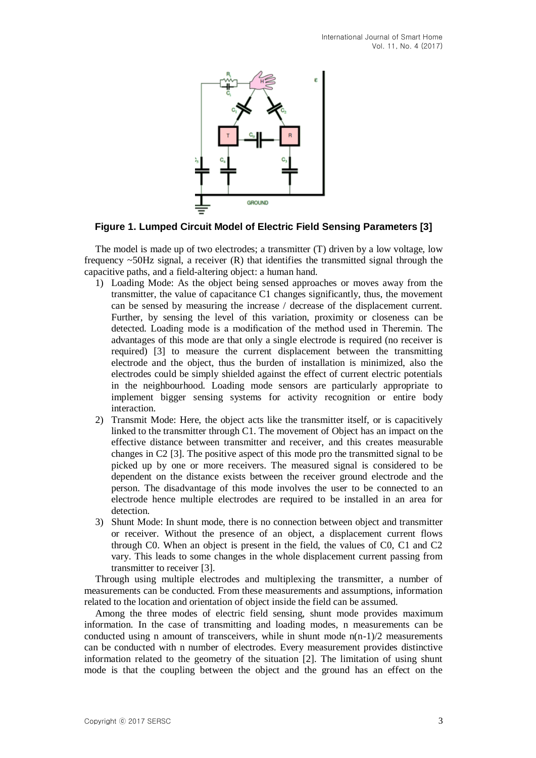**Figure 1. Lumped Circuit Model of Electric Field Sensing Parameters [3]**

The model is made up of two electrodes; a transmitter (T) driven by a low voltage, low frequency ~50Hz signal, a receiver (R) that identifies the transmitted signal through the capacitive paths, and a field-altering object: a human hand.

1) Loading Mode: As the object being sensed approaches or moves away from the transmitter, the value of capacitance C1 changes significantly, thus, the movement can be sensed by measuring the increase / decrease of the displacement current. Further, by sensing the level of this variation, proximity or closeness can be detected. Loading mode is a modification of the method used in Theremin. The advantages of this mode are that only a single electrode is required (no receiver is required) [3] to measure the current displacement between the transmitting electrode and the object, thus the burden of installation is minimized, also the electrodes could be simply shielded against the effect of current electric potentials in the neighbourhood. Loading mode sensors are particularly appropriate to implement bigger sensing systems for activity recognition or entire body interaction.
2) Transmit Mode: Here, the object acts like the transmitter itself, or is capacitively linked to the transmitter through C1. The movement of Object has an impact on the effective distance between transmitter and receiver, and this creates measurable changes in C2 [3]. The positive aspect of this mode pro the transmitted signal to be picked up by one or more receivers. The measured signal is considered to be dependent on the distance exists between the receiver ground electrode and the person. The disadvantage of this mode involves the user to be connected to an electrode hence multiple electrodes are required to be installed in an area for detection.
3) Shunt Mode: In shunt mode, there is no connection between object and transmitter or receiver. Without the presence of an object, a displacement current flows through C0. When an object is present in the field, the values of C0, C1 and C2 vary. This leads to some changes in the whole displacement current passing from transmitter to receiver [3].

Through using multiple electrodes and multiplexing the transmitter, a number of measurements can be conducted. From these measurements and assumptions, information related to the location and orientation of object inside the field can be assumed.

Among the three modes of electric field sensing, shunt mode provides maximum information. In the case of transmitting and loading modes, n measurements can be conducted using n amount of transceivers, while in shunt mode $n(n-1)/2$ measurements can be conducted with n number of electrodes. Every measurement provides distinctive information related to the geometry of the situation [2]. The limitation of using shunt mode is that the coupling between the object and the ground has an effect on the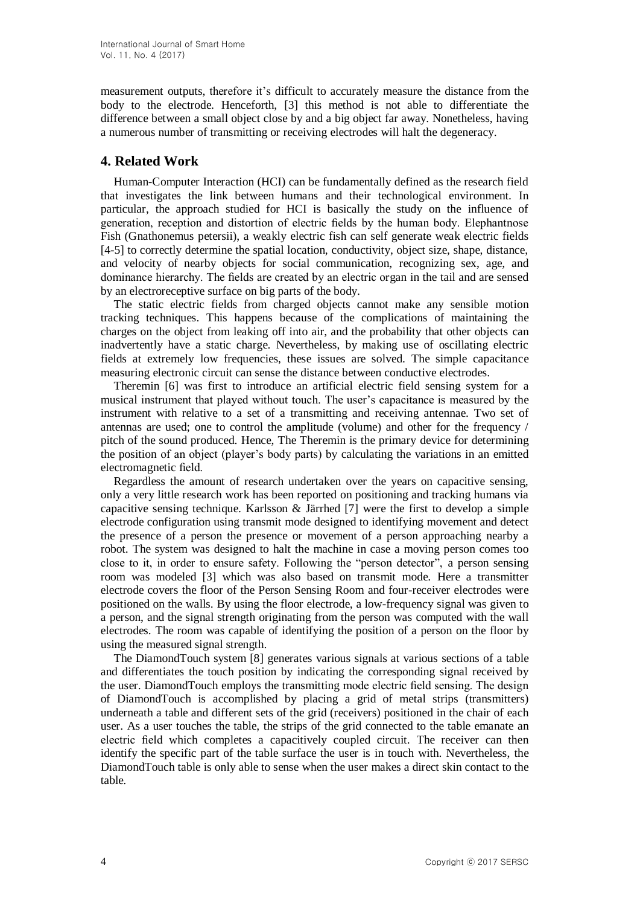measurement outputs, therefore it's difficult to accurately measure the distance from the body to the electrode. Henceforth, [3] this method is not able to differentiate the difference between a small object close by and a big object far away. Nonetheless, having a numerous number of transmitting or receiving electrodes will halt the degeneracy.

## 4. Related Work

Human-Computer Interaction (HCI) can be fundamentally defined as the research field that investigates the link between humans and their technological environment. In particular, the approach studied for HCI is basically the study on the influence of generation, reception and distortion of electric fields by the human body. Elephantnose Fish (Gnathonemus petersii), a weakly electric fish can self generate weak electric fields [4-5] to correctly determine the spatial location, conductivity, object size, shape, distance, and velocity of nearby objects for social communication, recognizing sex, age, and dominance hierarchy. The fields are created by an electric organ in the tail and are sensed by an electroreceptive surface on big parts of the body.

The static electric fields from charged objects cannot make any sensible motion tracking techniques. This happens because of the complications of maintaining the charges on the object from leaking off into air, and the probability that other objects can inadvertently have a static charge. Nevertheless, by making use of oscillating electric fields at extremely low frequencies, these issues are solved. The simple capacitance measuring electronic circuit can sense the distance between conductive electrodes.

Theremin [6] was first to introduce an artificial electric field sensing system for a musical instrument that played without touch. The user's capacitance is measured by the instrument with relative to a set of a transmitting and receiving antennae. Two set of antennas are used; one to control the amplitude (volume) and other for the frequency / pitch of the sound produced. Hence, The Theremin is the primary device for determining the position of an object (player's body parts) by calculating the variations in an emitted electromagnetic field.

Regardless the amount of research undertaken over the years on capacitive sensing, only a very little research work has been reported on positioning and tracking humans via capacitive sensing technique. Karlsson & Järrhed [7] were the first to develop a simple electrode configuration using transmit mode designed to identifying movement and detect the presence of a person the presence or movement of a person approaching nearby a robot. The system was designed to halt the machine in case a moving person comes too close to it, in order to ensure safety. Following the "person detector", a person sensing room was modeled [3] which was also based on transmit mode. Here a transmitter electrode covers the floor of the Person Sensing Room and four-receiver electrodes were positioned on the walls. By using the floor electrode, a low-frequency signal was given to a person, and the signal strength originating from the person was computed with the wall electrodes. The room was capable of identifying the position of a person on the floor by using the measured signal strength.

The DiamondTouch system [8] generates various signals at various sections of a table and differentiates the touch position by indicating the corresponding signal received by the user. DiamondTouch employs the transmitting mode electric field sensing. The design of DiamondTouch is accomplished by placing a grid of metal strips (transmitters) underneath a table and different sets of the grid (receivers) positioned in the chair of each user. As a user touches the table, the strips of the grid connected to the table emanate an electric field which completes a capacitively coupled circuit. The receiver can then identify the specific part of the table surface the user is in touch with. Nevertheless, the DiamondTouch table is only able to sense when the user makes a direct skin contact to the table.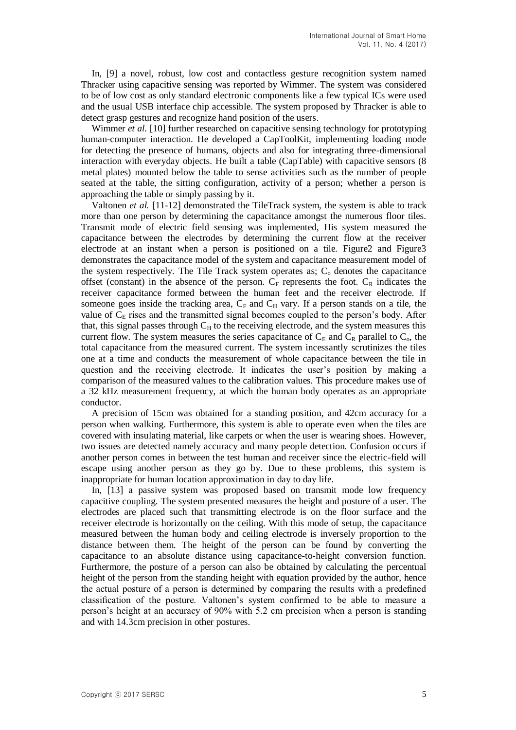In, [9] a novel, robust, low cost and contactless gesture recognition system named Thracker using capacitive sensing was reported by Wimmer. The system was considered to be of low cost as only standard electronic components like a few typical ICs were used and the usual USB interface chip accessible. The system proposed by Thracker is able to detect grasp gestures and recognize hand position of the users.

Wimmer *et al.* [10] further researched on capacitive sensing technology for prototyping human-computer interaction. He developed a CapToolKit, implementing loading mode for detecting the presence of humans, objects and also for integrating three-dimensional interaction with everyday objects. He built a table (CapTable) with capacitive sensors (8 metal plates) mounted below the table to sense activities such as the number of people seated at the table, the sitting configuration, activity of a person; whether a person is approaching the table or simply passing by it.

Valtonen *et al.* [11-12] demonstrated the TileTrack system, the system is able to track more than one person by determining the capacitance amongst the numerous floor tiles. Transmit mode of electric field sensing was implemented, His system measured the capacitance between the electrodes by determining the current flow at the receiver electrode at an instant when a person is positioned on a tile. Figure2 and Figure3 demonstrates the capacitance model of the system and capacitance measurement model of the system respectively. The Tile Track system operates as; $C_o$ denotes the capacitance offset (constant) in the absence of the person. $C_F$ represents the foot. $C_R$ indicates the receiver capacitance formed between the human feet and the receiver electrode. If someone goes inside the tracking area, $C_F$ and $C_H$ vary. If a person stands on a tile, the value of $C_E$ rises and the transmitted signal becomes coupled to the person's body. After that, this signal passes through $C_H$ to the receiving electrode, and the system measures this current flow. The system measures the series capacitance of $C_E$ and $C_R$ parallel to $C_o$, the total capacitance from the measured current. The system incessantly scrutinizes the tiles one at a time and conducts the measurement of whole capacitance between the tile in question and the receiving electrode. It indicates the user's position by making a comparison of the measured values to the calibration values. This procedure makes use of a 32 kHz measurement frequency, at which the human body operates as an appropriate conductor.

A precision of 15cm was obtained for a standing position, and 42cm accuracy for a person when walking. Furthermore, this system is able to operate even when the tiles are covered with insulating material, like carpets or when the user is wearing shoes. However, two issues are detected namely accuracy and many people detection. Confusion occurs if another person comes in between the test human and receiver since the electric-field will escape using another person as they go by. Due to these problems, this system is inappropriate for human location approximation in day to day life.

In, [13] a passive system was proposed based on transmit mode low frequency capacitive coupling. The system presented measures the height and posture of a user. The electrodes are placed such that transmitting electrode is on the floor surface and the receiver electrode is horizontally on the ceiling. With this mode of setup, the capacitance measured between the human body and ceiling electrode is inversely proportion to the distance between them. The height of the person can be found by converting the capacitance to an absolute distance using capacitance-to-height conversion function. Furthermore, the posture of a person can also be obtained by calculating the percentual height of the person from the standing height with equation provided by the author, hence the actual posture of a person is determined by comparing the results with a predefined classification of the posture. Valtonen's system confirmed to be able to measure a person's height at an accuracy of 90% with 5.2 cm precision when a person is standing and with 14.3cm precision in other postures.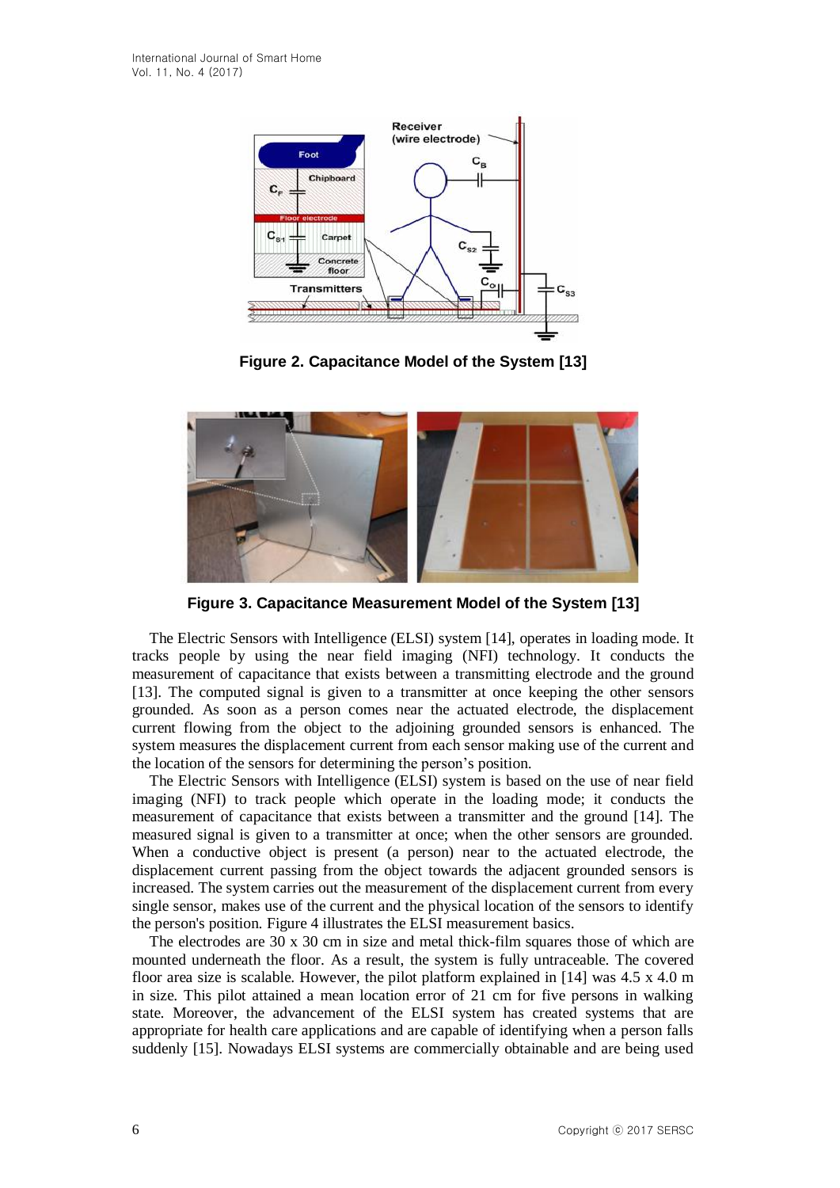**Figure 2. Capacitance Model of the System [13]**

**Figure 3. Capacitance Measurement Model of the System [13]**

The Electric Sensors with Intelligence (ELSI) system [14], operates in loading mode. It tracks people by using the near field imaging (NFI) technology. It conducts the measurement of capacitance that exists between a transmitting electrode and the ground [13]. The computed signal is given to a transmitter at once keeping the other sensors grounded. As soon as a person comes near the actuated electrode, the displacement current flowing from the object to the adjoining grounded sensors is enhanced. The system measures the displacement current from each sensor making use of the current and the location of the sensors for determining the person's position.

The Electric Sensors with Intelligence (ELSI) system is based on the use of near field imaging (NFI) to track people which operate in the loading mode; it conducts the measurement of capacitance that exists between a transmitter and the ground [14]. The measured signal is given to a transmitter at once; when the other sensors are grounded. When a conductive object is present (a person) near to the actuated electrode, the displacement current passing from the object towards the adjacent grounded sensors is increased. The system carries out the measurement of the displacement current from every single sensor, makes use of the current and the physical location of the sensors to identify the person's position. Figure 4 illustrates the ELSI measurement basics.

The electrodes are 30 x 30 cm in size and metal thick-film squares those of which are mounted underneath the floor. As a result, the system is fully untraceable. The covered floor area size is scalable. However, the pilot platform explained in [14] was 4.5 x 4.0 m in size. This pilot attained a mean location error of 21 cm for five persons in walking state. Moreover, the advancement of the ELSI system has created systems that are appropriate for health care applications and are capable of identifying when a person falls suddenly [15]. Nowadays ELSI systems are commercially obtainable and are being used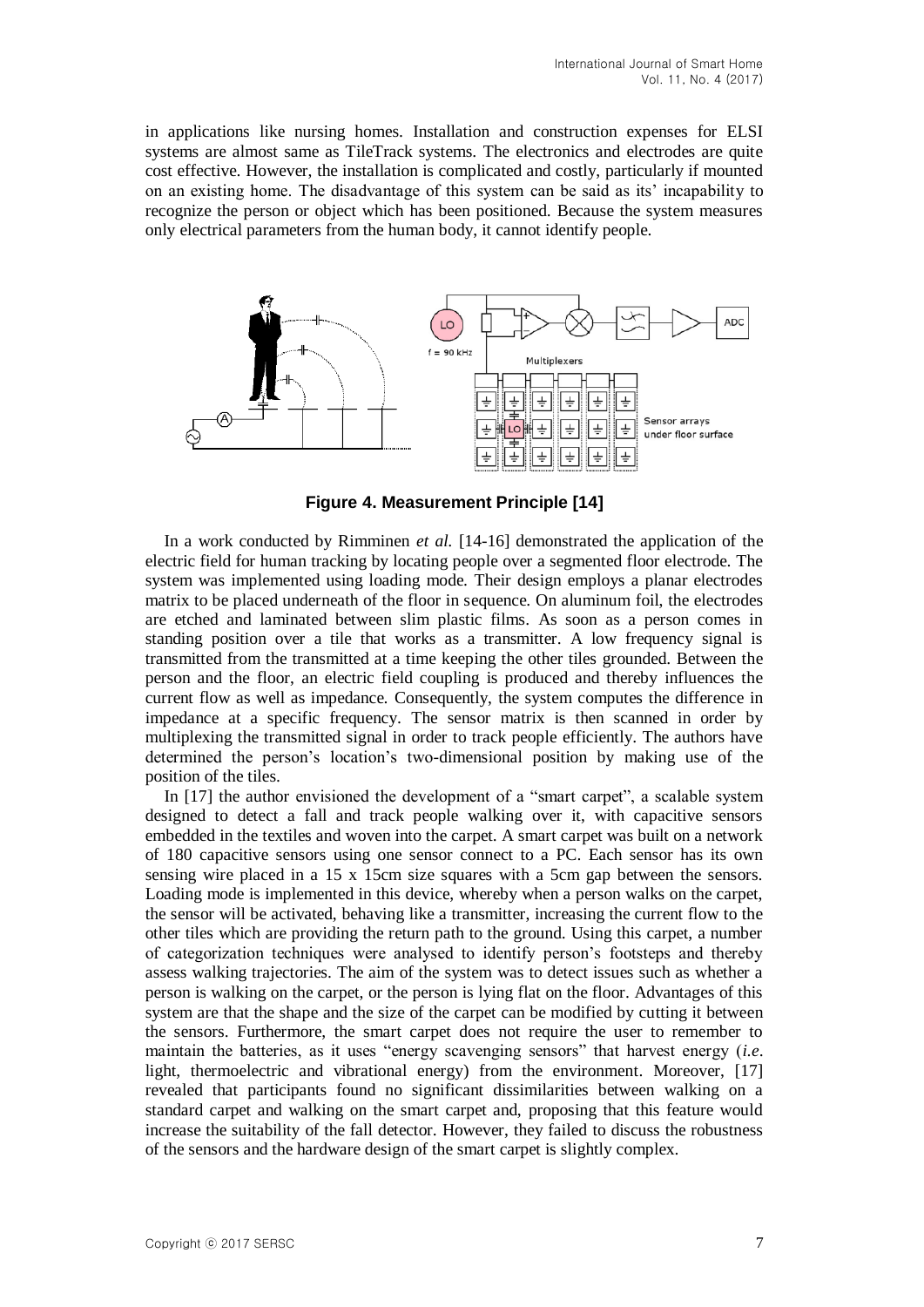in applications like nursing homes. Installation and construction expenses for ELSI systems are almost same as TileTrack systems. The electronics and electrodes are quite cost effective. However, the installation is complicated and costly, particularly if mounted on an existing home. The disadvantage of this system can be said as its' incapability to recognize the person or object which has been positioned. Because the system measures only electrical parameters from the human body, it cannot identify people.

**Figure 4. Measurement Principle [14]**

In a work conducted by Rimminen *et al.* [14-16] demonstrated the application of the electric field for human tracking by locating people over a segmented floor electrode. The system was implemented using loading mode. Their design employs a planar electrodes matrix to be placed underneath of the floor in sequence. On aluminum foil, the electrodes are etched and laminated between slim plastic films. As soon as a person comes in standing position over a tile that works as a transmitter. A low frequency signal is transmitted from the transmitted at a time keeping the other tiles grounded. Between the person and the floor, an electric field coupling is produced and thereby influences the current flow as well as impedance. Consequently, the system computes the difference in impedance at a specific frequency. The sensor matrix is then scanned in order by multiplexing the transmitted signal in order to track people efficiently. The authors have determined the person's location's two-dimensional position by making use of the position of the tiles.

In [17] the author envisioned the development of a "smart carpet", a scalable system designed to detect a fall and track people walking over it, with capacitive sensors embedded in the textiles and woven into the carpet. A smart carpet was built on a network of 180 capacitive sensors using one sensor connect to a PC. Each sensor has its own sensing wire placed in a 15 x 15cm size squares with a 5cm gap between the sensors. Loading mode is implemented in this device, whereby when a person walks on the carpet, the sensor will be activated, behaving like a transmitter, increasing the current flow to the other tiles which are providing the return path to the ground. Using this carpet, a number of categorization techniques were analysed to identify person's footsteps and thereby assess walking trajectories. The aim of the system was to detect issues such as whether a person is walking on the carpet, or the person is lying flat on the floor. Advantages of this system are that the shape and the size of the carpet can be modified by cutting it between the sensors. Furthermore, the smart carpet does not require the user to remember to maintain the batteries, as it uses "energy scavenging sensors" that harvest energy (*i.e.* light, thermoelectric and vibrational energy) from the environment. Moreover, [17] revealed that participants found no significant dissimilarities between walking on a standard carpet and walking on the smart carpet and, proposing that this feature would increase the suitability of the fall detector. However, they failed to discuss the robustness of the sensors and the hardware design of the smart carpet is slightly complex.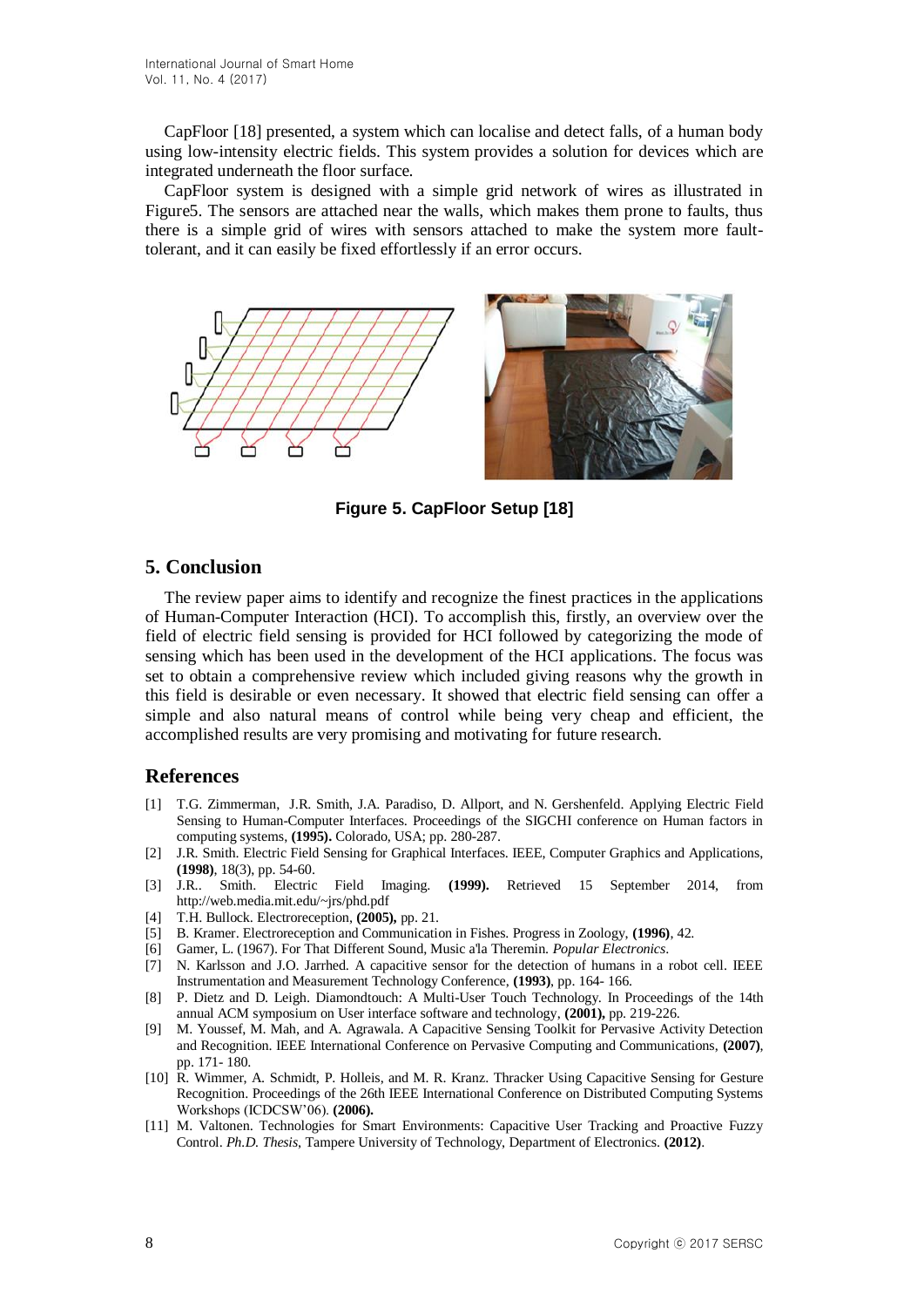CapFloor [18] presented, a system which can localise and detect falls, of a human body using low-intensity electric fields. This system provides a solution for devices which are integrated underneath the floor surface.

CapFloor system is designed with a simple grid network of wires as illustrated in Figure5. The sensors are attached near the walls, which makes them prone to faults, thus there is a simple grid of wires with sensors attached to make the system more fault-tolerant, and it can easily be fixed effortlessly if an error occurs.

**Figure 5. CapFloor Setup [18]**

## 5. Conclusion

The review paper aims to identify and recognize the finest practices in the applications of Human-Computer Interaction (HCI). To accomplish this, firstly, an overview over the field of electric field sensing is provided for HCI followed by categorizing the mode of sensing which has been used in the development of the HCI applications. The focus was set to obtain a comprehensive review which included giving reasons why the growth in this field is desirable or even necessary. It showed that electric field sensing can offer a simple and also natural means of control while being very cheap and efficient, the accomplished results are very promising and motivating for future research.

## References

[1] T.G. Zimmerman, J.R. Smith, J.A. Paradiso, D. Allport, and N. Gershenfeld. Applying Electric Field Sensing to Human-Computer Interfaces. Proceedings of the SIGCHI conference on Human factors in computing systems, **(1995).** Colorado, USA; pp. 280-287.

[2] J.R. Smith. Electric Field Sensing for Graphical Interfaces. IEEE, Computer Graphics and Applications, **(1998)**, 18(3), pp. 54-60.

[3] J.R.. Smith. Electric Field Imaging. **(1999).** Retrieved 15 September 2014, from http://web.media.mit.edu/~jrs/phd.pdf

[4] T.H. Bullock. Electroreception, **(2005),** pp. 21.

[5] B. Kramer. Electroreception and Communication in Fishes. Progress in Zoology, **(1996)**, 42.

[6] Gamer, L. (1967). For That Different Sound, Music a'la Theremin. *Popular Electronics*.

[7] N. Karlsson and J.O. Jarrhed. A capacitive sensor for the detection of humans in a robot cell. IEEE Instrumentation and Measurement Technology Conference, **(1993)**, pp. 164- 166.

[8] P. Dietz and D. Leigh. Diamondtouch: A Multi-User Touch Technology. In Proceedings of the 14th annual ACM symposium on User interface software and technology, **(2001),** pp. 219-226.

[9] M. Youssef, M. Mah, and A. Agrawala. A Capacitive Sensing Toolkit for Pervasive Activity Detection and Recognition. IEEE International Conference on Pervasive Computing and Communications, **(2007)**, pp. 171- 180.

[10] R. Wimmer, A. Schmidt, P. Holleis, and M. R. Kranz. Thracker Using Capacitive Sensing for Gesture Recognition. Proceedings of the 26th IEEE International Conference on Distributed Computing Systems Workshops (ICDCSW'06). **(2006).**

[11] M. Valtonen. Technologies for Smart Environments: Capacitive User Tracking and Proactive Fuzzy Control. *Ph.D. Thesis*, Tampere University of Technology, Department of Electronics. **(2012)**.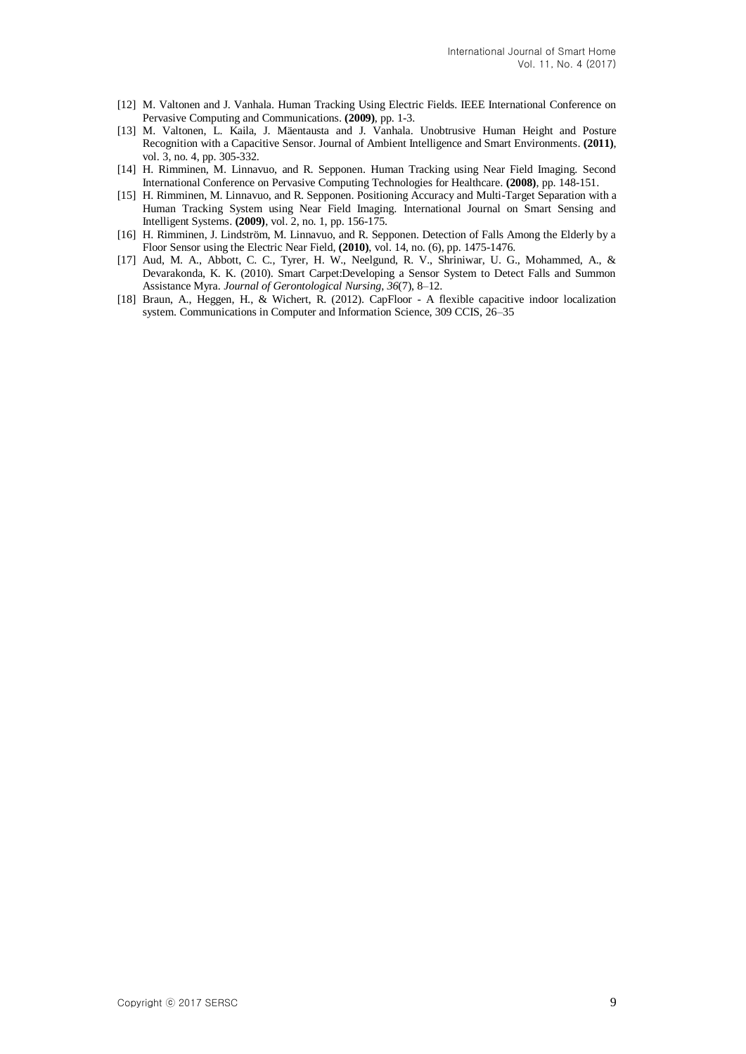[12] M. Valtonen and J. Vanhala. Human Tracking Using Electric Fields. IEEE International Conference on Pervasive Computing and Communications. **(2009)**, pp. 1-3.

[13] M. Valtonen, L. Kaila, J. Mäentausta and J. Vanhala. Unobtrusive Human Height and Posture Recognition with a Capacitive Sensor. Journal of Ambient Intelligence and Smart Environments. **(2011)**, vol. 3, no. 4, pp. 305-332.

[14] H. Rimminen, M. Linnavuo, and R. Sepponen. Human Tracking using Near Field Imaging. Second International Conference on Pervasive Computing Technologies for Healthcare. **(2008)**, pp. 148-151.

[15] H. Rimminen, M. Linnavuo, and R. Sepponen. Positioning Accuracy and Multi-Target Separation with a Human Tracking System using Near Field Imaging. International Journal on Smart Sensing and Intelligent Systems. **(2009)**, vol. 2, no. 1, pp. 156-175.

[16] H. Rimminen, J. Lindström, M. Linnavuo, and R. Sepponen. Detection of Falls Among the Elderly by a Floor Sensor using the Electric Near Field, **(2010)**, vol. 14, no. (6), pp. 1475-1476.

[17] Aud, M. A., Abbott, C. C., Tyrer, H. W., Neelgund, R. V., Shriniwar, U. G., Mohammed, A., & Devarakonda, K. K. (2010). Smart Carpet:Developing a Sensor System to Detect Falls and Summon Assistance Myra. *Journal of Gerontological Nursing*, *36*(7), 8–12.

[18] Braun, A., Heggen, H., & Wichert, R. (2012). CapFloor - A flexible capacitive indoor localization system. Communications in Computer and Information Science, 309 CCIS, 26–35